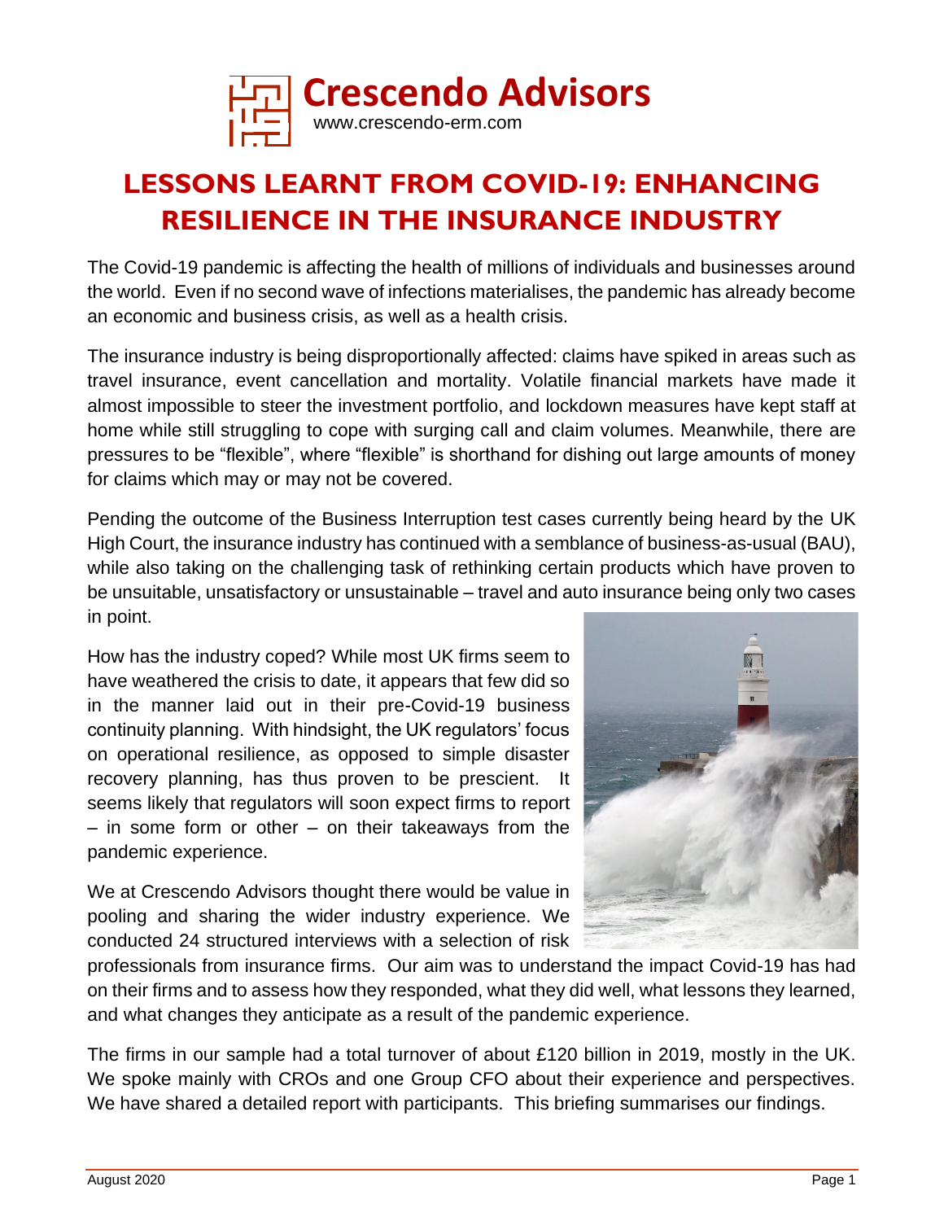**Crescendo Advisors**
www.crescendo-erm.com

# LESSONS LEARNT FROM COVID-19: ENHANCING RESILIENCE IN THE INSURANCE INDUSTRY

The Covid-19 pandemic is affecting the health of millions of individuals and businesses around the world. Even if no second wave of infections materialises, the pandemic has already become an economic and business crisis, as well as a health crisis.

The insurance industry is being disproportionally affected: claims have spiked in areas such as travel insurance, event cancellation and mortality. Volatile financial markets have made it almost impossible to steer the investment portfolio, and lockdown measures have kept staff at home while still struggling to cope with surging call and claim volumes. Meanwhile, there are pressures to be "flexible", where "flexible" is shorthand for dishing out large amounts of money for claims which may or may not be covered.

Pending the outcome of the Business Interruption test cases currently being heard by the UK High Court, the insurance industry has continued with a semblance of business-as-usual (BAU), while also taking on the challenging task of rethinking certain products which have proven to be unsuitable, unsatisfactory or unsustainable – travel and auto insurance being only two cases in point.

How has the industry coped? While most UK firms seem to have weathered the crisis to date, it appears that few did so in the manner laid out in their pre-Covid-19 business continuity planning. With hindsight, the UK regulators' focus on operational resilience, as opposed to simple disaster recovery planning, has thus proven to be prescient. It seems likely that regulators will soon expect firms to report – in some form or other – on their takeaways from the pandemic experience.

We at Crescendo Advisors thought there would be value in pooling and sharing the wider industry experience. We conducted 24 structured interviews with a selection of risk professionals from insurance firms. Our aim was to understand the impact Covid-19 has had on their firms and to assess how they responded, what they did well, what lessons they learned, and what changes they anticipate as a result of the pandemic experience.

The firms in our sample had a total turnover of about £120 billion in 2019, mostly in the UK. We spoke mainly with CROs and one Group CFO about their experience and perspectives. We have shared a detailed report with participants. This briefing summarises our findings.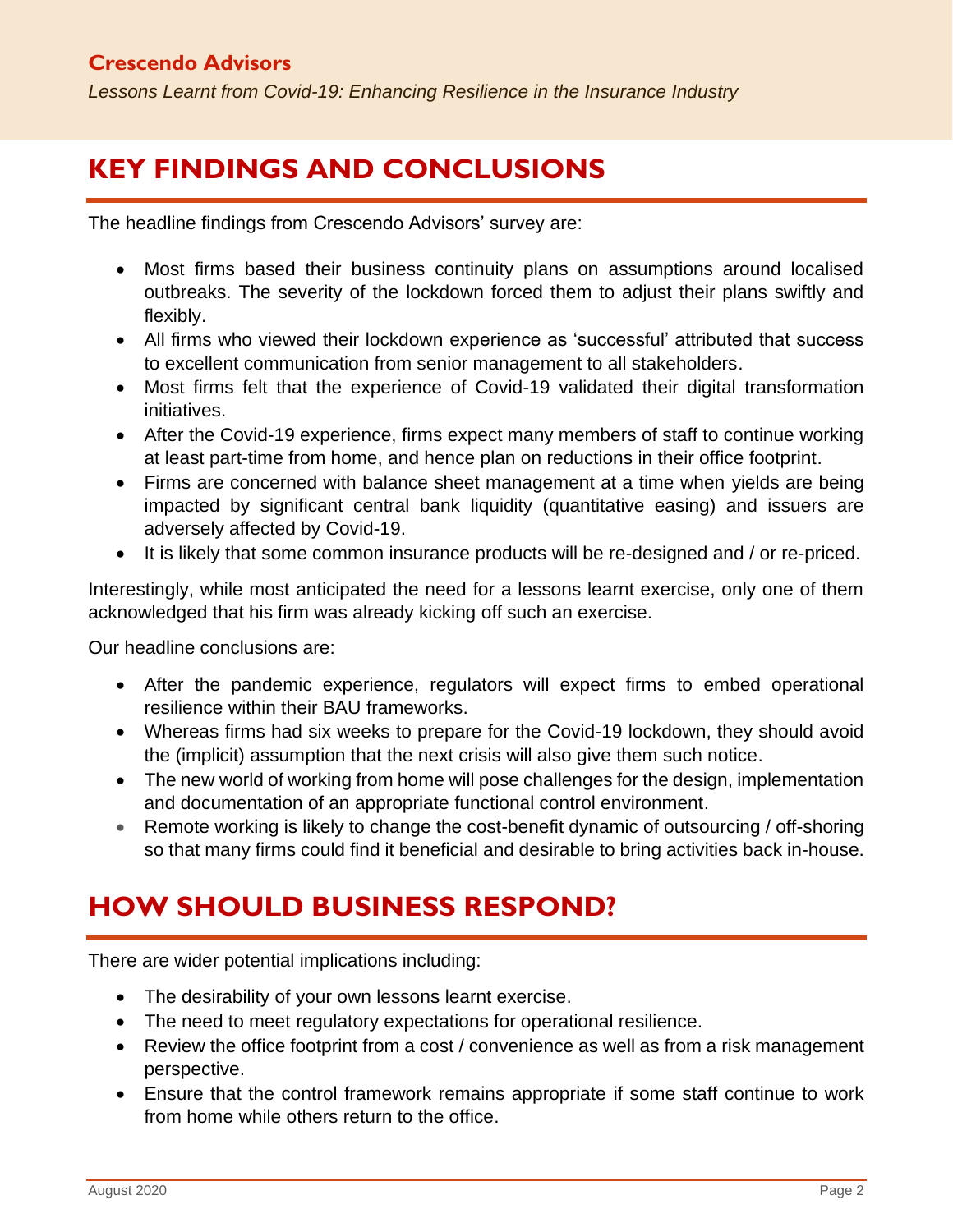## KEY FINDINGS AND CONCLUSIONS

The headline findings from Crescendo Advisors' survey are:

- Most firms based their business continuity plans on assumptions around localised outbreaks. The severity of the lockdown forced them to adjust their plans swiftly and flexibly.
- All firms who viewed their lockdown experience as 'successful' attributed that success to excellent communication from senior management to all stakeholders.
- Most firms felt that the experience of Covid-19 validated their digital transformation initiatives.
- After the Covid-19 experience, firms expect many members of staff to continue working at least part-time from home, and hence plan on reductions in their office footprint.
- Firms are concerned with balance sheet management at a time when yields are being impacted by significant central bank liquidity (quantitative easing) and issuers are adversely affected by Covid-19.
- It is likely that some common insurance products will be re-designed and / or re-priced.

Interestingly, while most anticipated the need for a lessons learnt exercise, only one of them acknowledged that his firm was already kicking off such an exercise.

Our headline conclusions are:

- After the pandemic experience, regulators will expect firms to embed operational resilience within their BAU frameworks.
- Whereas firms had six weeks to prepare for the Covid-19 lockdown, they should avoid the (implicit) assumption that the next crisis will also give them such notice.
- The new world of working from home will pose challenges for the design, implementation and documentation of an appropriate functional control environment.
- Remote working is likely to change the cost-benefit dynamic of outsourcing / off-shoring so that many firms could find it beneficial and desirable to bring activities back in-house.

## HOW SHOULD BUSINESS RESPOND?

There are wider potential implications including:

- The desirability of your own lessons learnt exercise.
- The need to meet regulatory expectations for operational resilience.
- Review the office footprint from a cost / convenience as well as from a risk management perspective.
- Ensure that the control framework remains appropriate if some staff continue to work from home while others return to the office.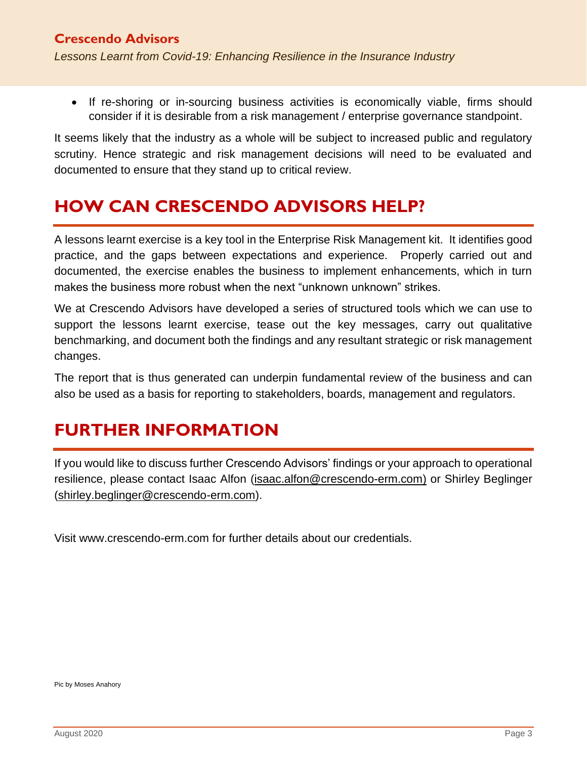- If re-shoring or in-sourcing business activities is economically viable, firms should consider if it is desirable from a risk management / enterprise governance standpoint.

It seems likely that the industry as a whole will be subject to increased public and regulatory scrutiny. Hence strategic and risk management decisions will need to be evaluated and documented to ensure that they stand up to critical review.

## HOW CAN CRESCENDO ADVISORS HELP?

A lessons learnt exercise is a key tool in the Enterprise Risk Management kit. It identifies good practice, and the gaps between expectations and experience. Properly carried out and documented, the exercise enables the business to implement enhancements, which in turn makes the business more robust when the next "unknown unknown" strikes.

We at Crescendo Advisors have developed a series of structured tools which we can use to support the lessons learnt exercise, tease out the key messages, carry out qualitative benchmarking, and document both the findings and any resultant strategic or risk management changes.

The report that is thus generated can underpin fundamental review of the business and can also be used as a basis for reporting to stakeholders, boards, management and regulators.

## FURTHER INFORMATION

If you would like to discuss further Crescendo Advisors' findings or your approach to operational resilience, please contact Isaac Alfon (isaac.alfon@crescendo-erm.com) or Shirley Beglinger (shirley.beglinger@crescendo-erm.com).

Visit www.crescendo-erm.com for further details about our credentials.

Pic by Moses Anahory